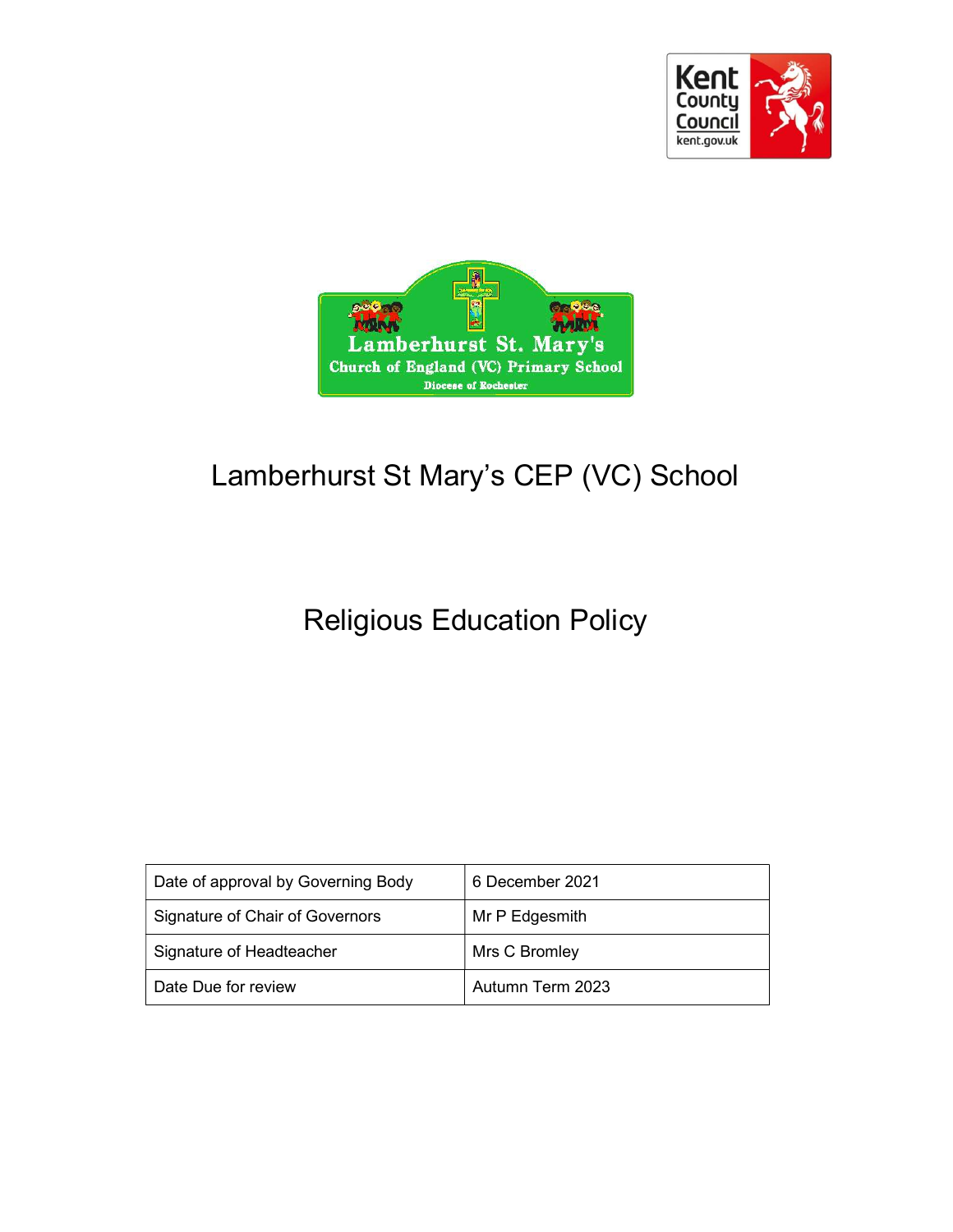# Lamberhurst St Mary's CEP (VC) School

# Religious Education Policy

| Date of approval by Governing Body | 6 December 2021 |
|---|---|
| Signature of Chair of Governors | Mr P Edgesmith |
| Signature of Headteacher | Mrs C Bromley |
| Date Due for review | Autumn Term 2023 |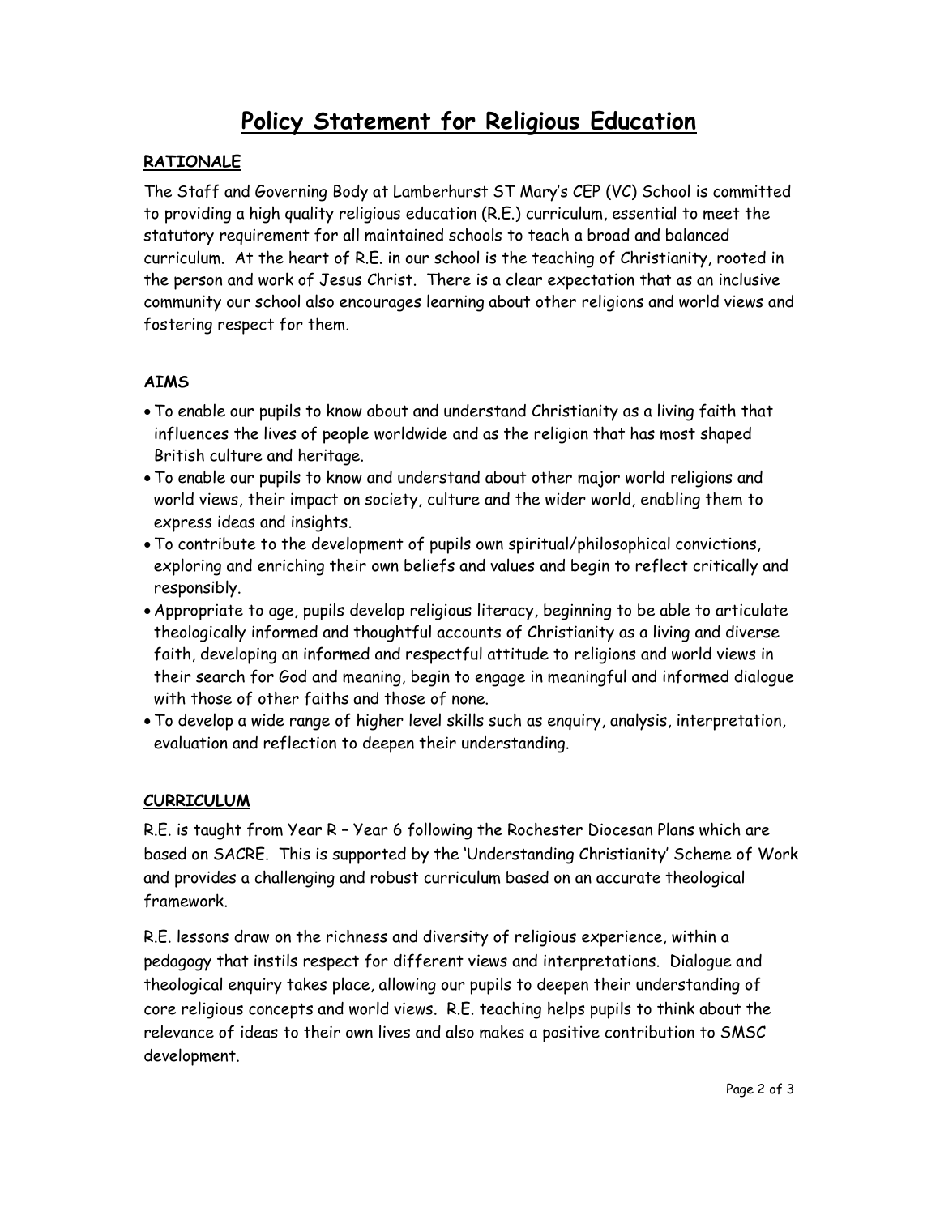# Policy Statement for Religious Education

## RATIONALE

The Staff and Governing Body at Lamberhurst ST Mary's CEP (VC) School is committed to providing a high quality religious education (R.E.) curriculum, essential to meet the statutory requirement for all maintained schools to teach a broad and balanced curriculum. At the heart of R.E. in our school is the teaching of Christianity, rooted in the person and work of Jesus Christ. There is a clear expectation that as an inclusive community our school also encourages learning about other religions and world views and fostering respect for them.

## AIMS

- To enable our pupils to know about and understand Christianity as a living faith that influences the lives of people worldwide and as the religion that has most shaped British culture and heritage.
- To enable our pupils to know and understand about other major world religions and world views, their impact on society, culture and the wider world, enabling them to express ideas and insights.
- To contribute to the development of pupils own spiritual/philosophical convictions, exploring and enriching their own beliefs and values and begin to reflect critically and responsibly.
- Appropriate to age, pupils develop religious literacy, beginning to be able to articulate theologically informed and thoughtful accounts of Christianity as a living and diverse faith, developing an informed and respectful attitude to religions and world views in their search for God and meaning, begin to engage in meaningful and informed dialogue with those of other faiths and those of none.
- To develop a wide range of higher level skills such as enquiry, analysis, interpretation, evaluation and reflection to deepen their understanding.

## CURRICULUM

R.E. is taught from Year R – Year 6 following the Rochester Diocesan Plans which are based on SACRE. This is supported by the 'Understanding Christianity' Scheme of Work and provides a challenging and robust curriculum based on an accurate theological framework.

R.E. lessons draw on the richness and diversity of religious experience, within a pedagogy that instils respect for different views and interpretations. Dialogue and theological enquiry takes place, allowing our pupils to deepen their understanding of core religious concepts and world views. R.E. teaching helps pupils to think about the relevance of ideas to their own lives and also makes a positive contribution to SMSC development.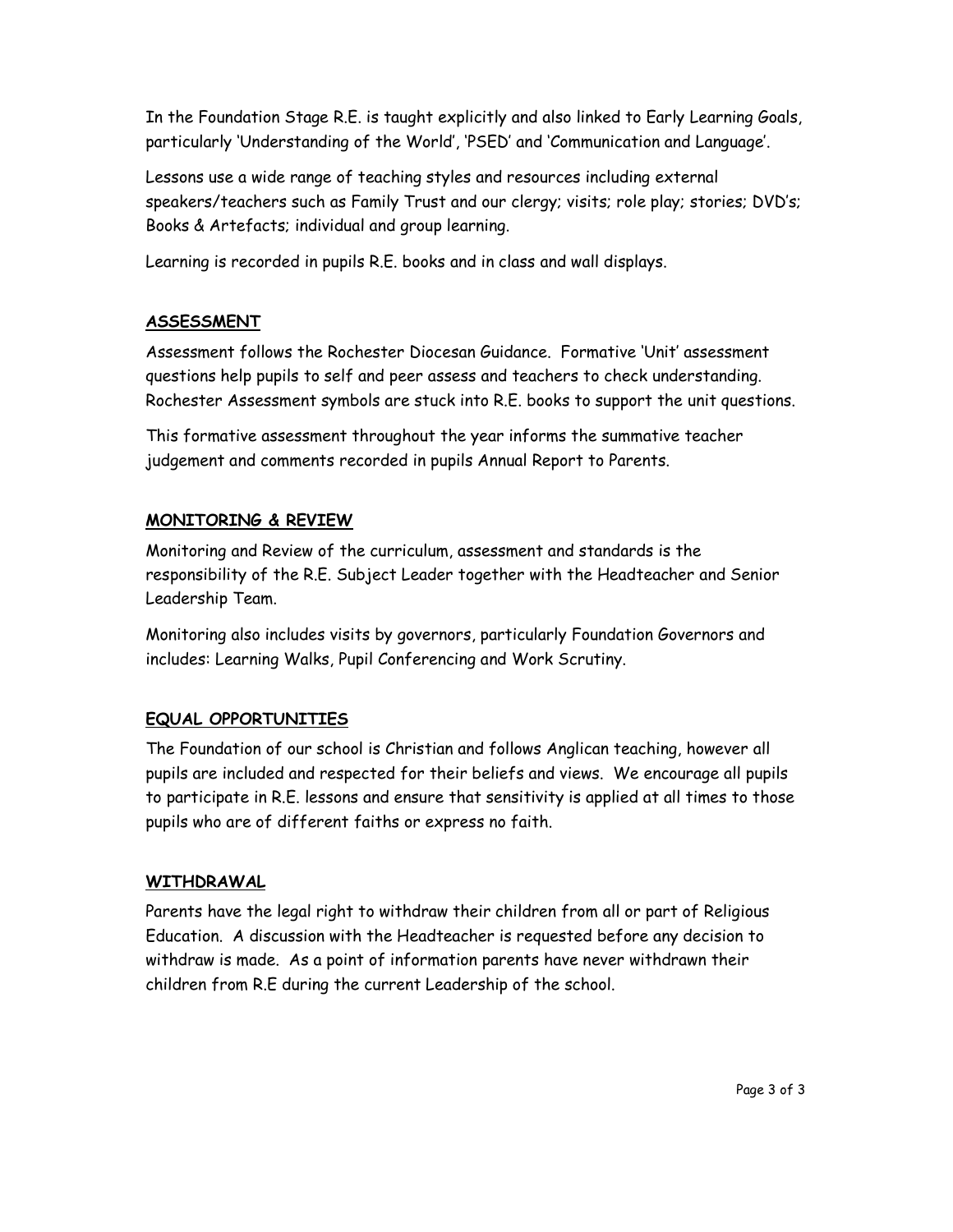In the Foundation Stage R.E. is taught explicitly and also linked to Early Learning Goals, particularly 'Understanding of the World', 'PSED' and 'Communication and Language'.

Lessons use a wide range of teaching styles and resources including external speakers/teachers such as Family Trust and our clergy; visits; role play; stories; DVD's; Books & Artefacts; individual and group learning.

Learning is recorded in pupils R.E. books and in class and wall displays.

## ASSESSMENT

Assessment follows the Rochester Diocesan Guidance. Formative 'Unit' assessment questions help pupils to self and peer assess and teachers to check understanding. Rochester Assessment symbols are stuck into R.E. books to support the unit questions.

This formative assessment throughout the year informs the summative teacher judgement and comments recorded in pupils Annual Report to Parents.

## MONITORING & REVIEW

Monitoring and Review of the curriculum, assessment and standards is the responsibility of the R.E. Subject Leader together with the Headteacher and Senior Leadership Team.

Monitoring also includes visits by governors, particularly Foundation Governors and includes: Learning Walks, Pupil Conferencing and Work Scrutiny.

## EQUAL OPPORTUNITIES

The Foundation of our school is Christian and follows Anglican teaching, however all pupils are included and respected for their beliefs and views. We encourage all pupils to participate in R.E. lessons and ensure that sensitivity is applied at all times to those pupils who are of different faiths or express no faith.

## WITHDRAWAL

Parents have the legal right to withdraw their children from all or part of Religious Education. A discussion with the Headteacher is requested before any decision to withdraw is made. As a point of information parents have never withdrawn their children from R.E during the current Leadership of the school.